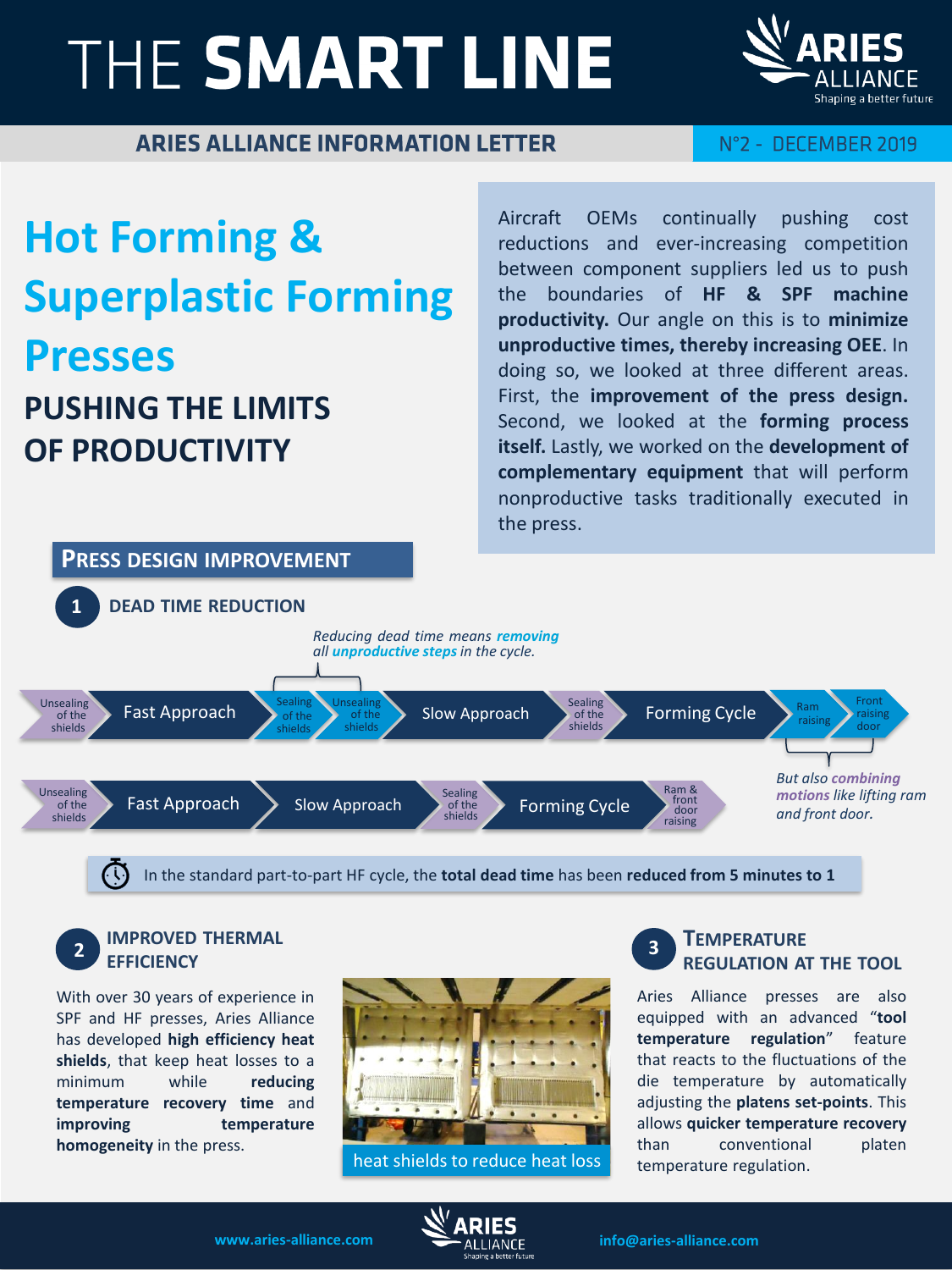# THE SMART LINE

**ARIES ALLIANCE INFORMATION LETTER** — N°2 - DECEMBER 2019

# Hot Forming & Superplastic Forming Presses

## PUSHING THE LIMITS OF PRODUCTIVITY

Aircraft OEMs continually pushing cost reductions and ever-increasing competition between component suppliers led us to push the boundaries of **HF & SPF machine productivity.** Our angle on this is to **minimize unproductive times, thereby increasing OEE**. In doing so, we looked at three different areas. First, the **improvement of the press design.** Second, we looked at the **forming process itself.** Lastly, we worked on the **development of complementary equipment** that will perform nonproductive tasks traditionally executed in the press.

## PRESS DESIGN IMPROVEMENT

### 1 DEAD TIME REDUCTION

*Reducing dead time means **removing** all **unproductive steps** in the cycle.*

Unsealing of the shields → Fast Approach → Sealing of the shields → Unsealing of the shields → Slow Approach → Sealing of the shields → Forming Cycle → Ram raising → Front raising door

Unsealing of the shields → Fast Approach → Slow Approach → Sealing of the shields → Forming Cycle → Ram & front door raising

*But also **combining motions** like lifting ram and front door.*

In the standard part-to-part HF cycle, the **total dead time** has been **reduced from 5 minutes to 1**

### 2 IMPROVED THERMAL EFFICIENCY

With over 30 years of experience in SPF and HF presses, Aries Alliance has developed **high efficiency heat shields**, that keep heat losses to a minimum while **reducing temperature recovery time** and **improving temperature homogeneity** in the press.

heat shields to reduce heat loss

### 3 TEMPERATURE REGULATION AT THE TOOL

Aries Alliance presses are also equipped with an advanced "**tool temperature regulation**" feature that reacts to the fluctuations of the die temperature by automatically adjusting the **platens set-points**. This allows **quicker temperature recovery** than conventional platen temperature regulation.

www.aries-alliance.com info@aries-alliance.com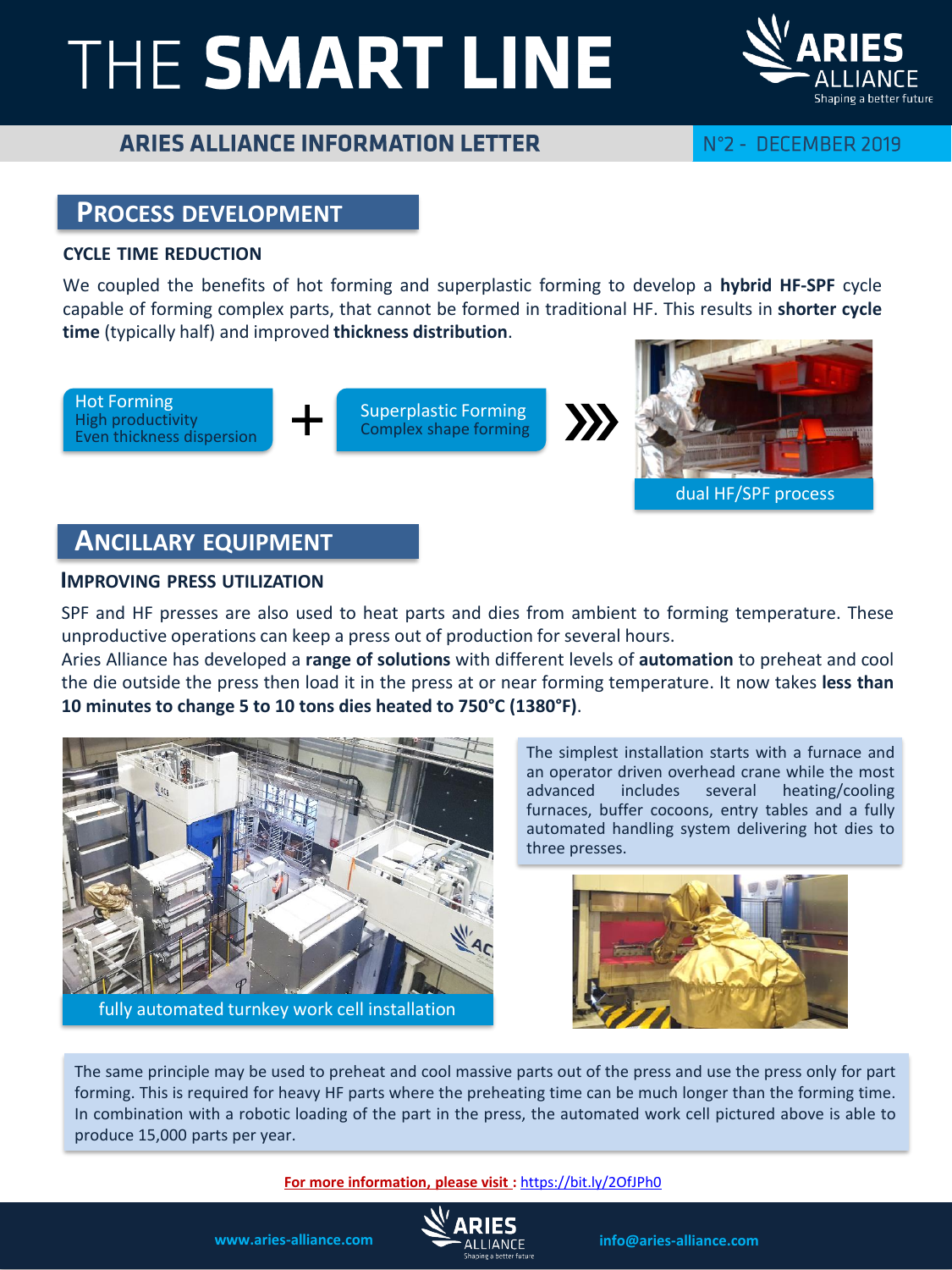# THE SMART LINE

## ARIES ALLIANCE INFORMATION LETTER

N°2 - DECEMBER 2019

## PROCESS DEVELOPMENT

### CYCLE TIME REDUCTION

We coupled the benefits of hot forming and superplastic forming to develop a **hybrid HF-SPF** cycle capable of forming complex parts, that cannot be formed in traditional HF. This results in **shorter cycle time** (typically half) and improved **thickness distribution**.

Hot Forming
High productivity
Even thickness dispersion

+

Superplastic Forming
Complex shape forming

dual HF/SPF process

## ANCILLARY EQUIPMENT

### IMPROVING PRESS UTILIZATION

SPF and HF presses are also used to heat parts and dies from ambient to forming temperature. These unproductive operations can keep a press out of production for several hours.

Aries Alliance has developed a **range of solutions** with different levels of **automation** to preheat and cool the die outside the press then load it in the press at or near forming temperature. It now takes **less than 10 minutes to change 5 to 10 tons dies heated to 750°C (1380°F)**.

fully automated turnkey work cell installation

The simplest installation starts with a furnace and an operator driven overhead crane while the most advanced includes several heating/cooling furnaces, buffer cocoons, entry tables and a fully automated handling system delivering hot dies to three presses.

The same principle may be used to preheat and cool massive parts out of the press and use the press only for part forming. This is required for heavy HF parts where the preheating time can be much longer than the forming time. In combination with a robotic loading of the part in the press, the automated work cell pictured above is able to produce 15,000 parts per year.

**For more information, please visit :** https://bit.ly/2OfJPh0

www.aries-alliance.com

info@aries-alliance.com